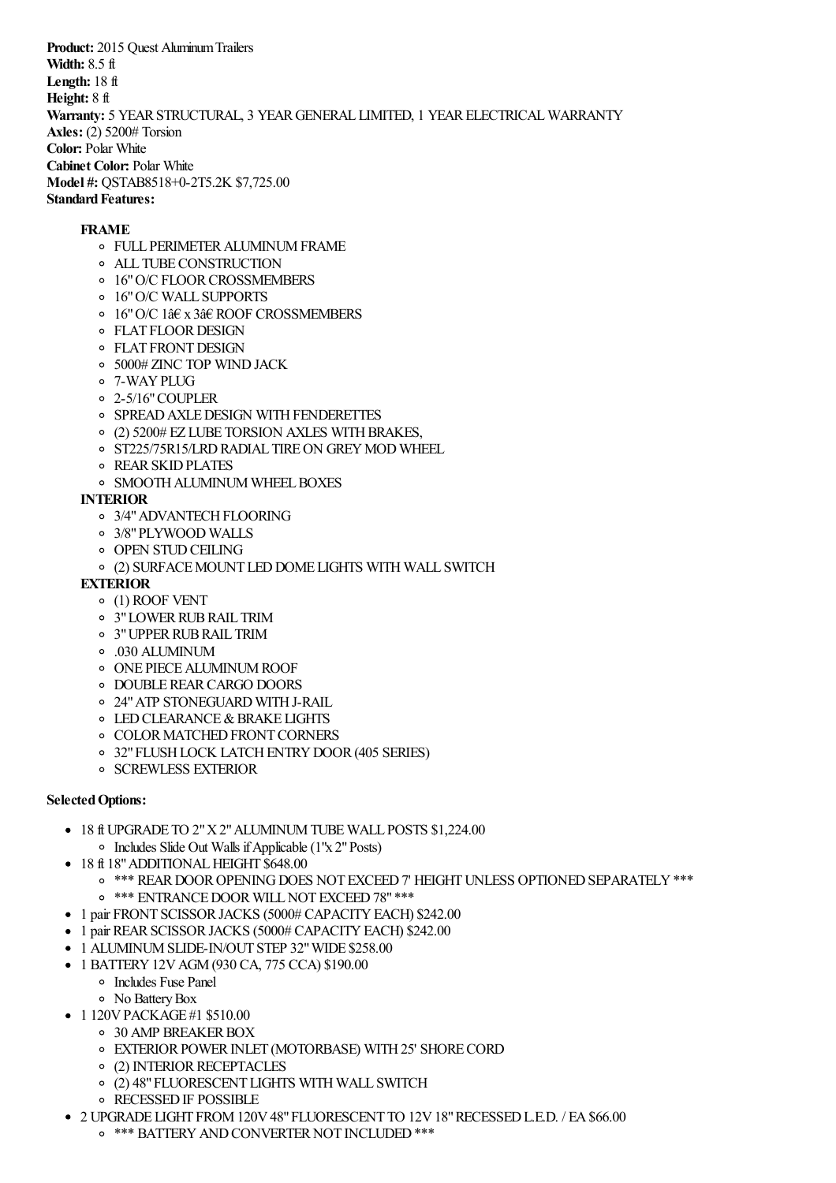**Product:** 2015 Quest Aluminum Trailers
**Width:** 8.5 ft
**Length:** 18 ft
**Height:** 8 ft
**Warranty:** 5 YEAR STRUCTURAL, 3 YEAR GENERAL LIMITED, 1 YEAR ELECTRICAL WARRANTY
**Axles:** (2) 5200# Torsion
**Color:** Polar White
**Cabinet Color:** Polar White
**Model #:** QSTAB8518+0-2T5.2K $7,725.00
**Standard Features:**

- **FRAME**
  - FULL PERIMETER ALUMINUM FRAME
  - ALL TUBE CONSTRUCTION
  - 16" O/C FLOOR CROSSMEMBERS
  - 16" O/C WALL SUPPORTS
  - 16" O/C 1â€ x 3â€ ROOF CROSSMEMBERS
  - FLAT FLOOR DESIGN
  - FLAT FRONT DESIGN
  - 5000# ZINC TOP WIND JACK
  - 7-WAY PLUG
  - 2-5/16" COUPLER
  - SPREAD AXLE DESIGN WITH FENDERETTES
  - (2) 5200# EZ LUBE TORSION AXLES WITH BRAKES,
  - ST225/75R15/LRD RADIAL TIRE ON GREY MOD WHEEL
  - REAR SKID PLATES
  - SMOOTH ALUMINUM WHEEL BOXES
- **INTERIOR**
  - 3/4" ADVANTECH FLOORING
  - 3/8" PLYWOOD WALLS
  - OPEN STUD CEILING
  - (2) SURFACE MOUNT LED DOME LIGHTS WITH WALL SWITCH
- **EXTERIOR**
  - (1) ROOF VENT
  - 3" LOWER RUB RAIL TRIM
  - 3" UPPER RUB RAIL TRIM
  - .030 ALUMINUM
  - ONE PIECE ALUMINUM ROOF
  - DOUBLE REAR CARGO DOORS
  - 24" ATP STONEGUARD WITH J-RAIL
  - LED CLEARANCE & BRAKE LIGHTS
  - COLOR MATCHED FRONT CORNERS
  - 32" FLUSH LOCK LATCH ENTRY DOOR (405 SERIES)
  - SCREWLESS EXTERIOR

**Selected Options:**

- 18 ft UPGRADE TO 2" X 2" ALUMINUM TUBE WALL POSTS $1,224.00
  - Includes Slide Out Walls if Applicable (1"x 2" Posts)
- 18 ft 18" ADDITIONAL HEIGHT $648.00
  - *** REAR DOOR OPENING DOES NOT EXCEED 7' HEIGHT UNLESS OPTIONED SEPARATELY ***
  - *** ENTRANCE DOOR WILL NOT EXCEED 78" ***
- 1 pair FRONT SCISSOR JACKS (5000# CAPACITY EACH) $242.00
- 1 pair REAR SCISSOR JACKS (5000# CAPACITY EACH) $242.00
- 1 ALUMINUM SLIDE-IN/OUT STEP 32" WIDE $258.00
- 1 BATTERY 12V AGM (930 CA, 775 CCA) $190.00
  - Includes Fuse Panel
  - No Battery Box
- 1 120V PACKAGE #1 $510.00
  - 30 AMP BREAKER BOX
  - EXTERIOR POWER INLET (MOTORBASE) WITH 25' SHORE CORD
  - (2) INTERIOR RECEPTACLES
  - (2) 48" FLUORESCENT LIGHTS WITH WALL SWITCH
  - RECESSED IF POSSIBLE
- 2 UPGRADE LIGHT FROM 120V 48" FLUORESCENT TO 12V 18" RECESSED L.E.D. / EA $66.00
  - *** BATTERY AND CONVERTER NOT INCLUDED ***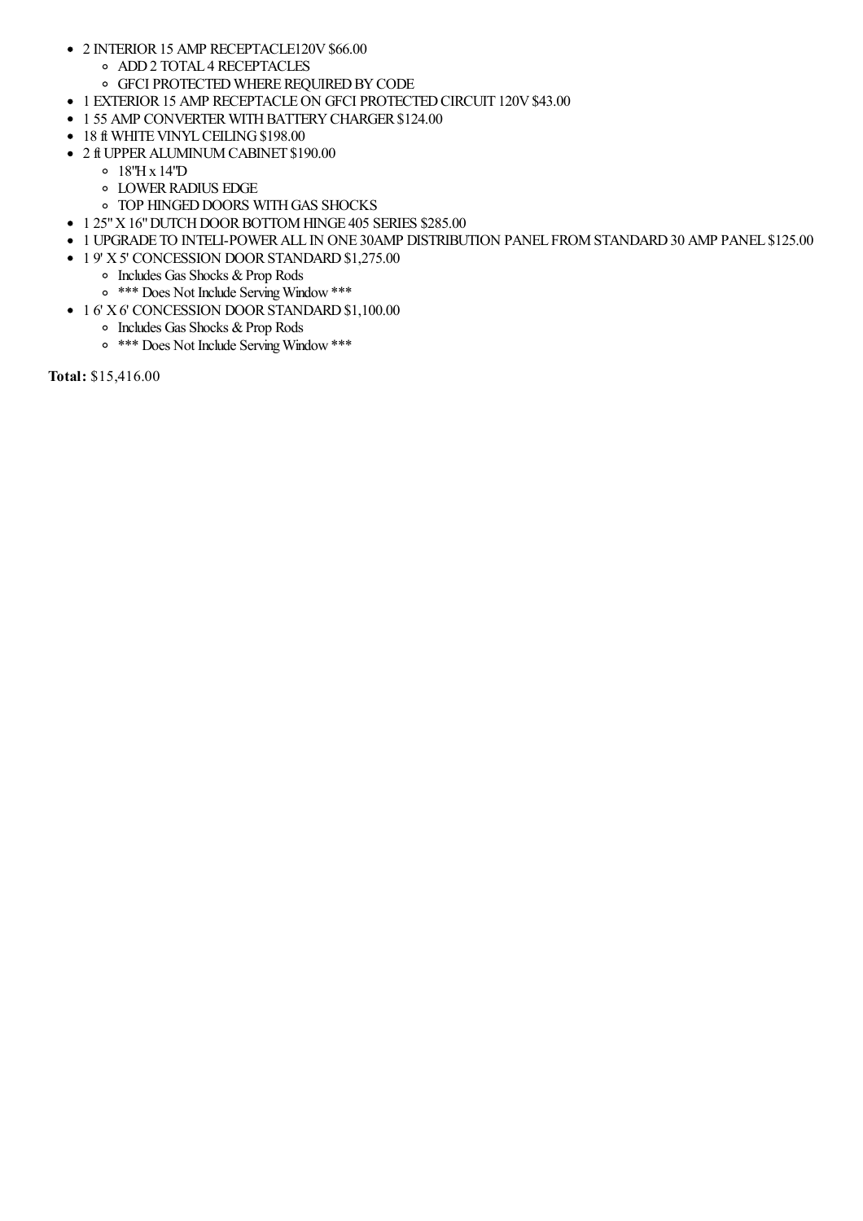- 2 INTERIOR 15 AMP RECEPTACLE120V $66.00
  - ADD 2 TOTAL 4 RECEPTACLES
  - GFCI PROTECTED WHERE REQUIRED BY CODE
- 1 EXTERIOR 15 AMP RECEPTACLE ON GFCI PROTECTED CIRCUIT 120V $43.00
- 1 55 AMP CONVERTER WITH BATTERY CHARGER $124.00
- 18 ft WHITE VINYL CEILING $198.00
- 2 ft UPPER ALUMINUM CABINET $190.00
  - 18"H x 14"D
  - LOWER RADIUS EDGE
  - TOP HINGED DOORS WITH GAS SHOCKS
- 1 25" X 16" DUTCH DOOR BOTTOM HINGE 405 SERIES $285.00
- 1 UPGRADE TO INTELI-POWER ALL IN ONE 30AMP DISTRIBUTION PANEL FROM STANDARD 30 AMP PANEL $125.00
- 1 9' X 5' CONCESSION DOOR STANDARD $1,275.00
  - Includes Gas Shocks & Prop Rods
  - *** Does Not Include Serving Window ***
- 1 6' X 6' CONCESSION DOOR STANDARD $1,100.00
  - Includes Gas Shocks & Prop Rods
  - *** Does Not Include Serving Window ***

**Total:** $15,416.00